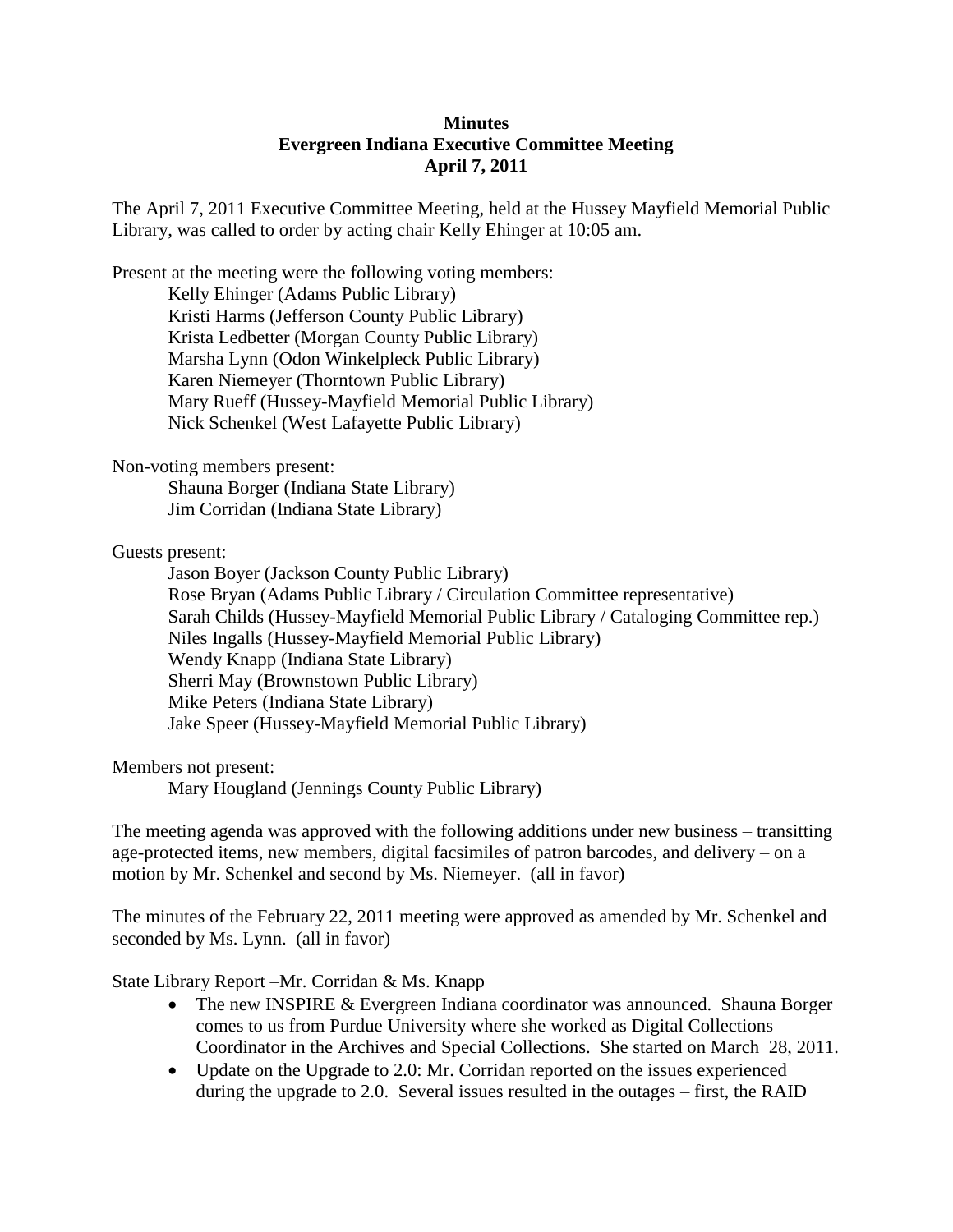**Minutes**
**Evergreen Indiana Executive Committee Meeting**
**April 7, 2011**

The April 7, 2011 Executive Committee Meeting, held at the Hussey Mayfield Memorial Public Library, was called to order by acting chair Kelly Ehinger at 10:05 am.

Present at the meeting were the following voting members:

Kelly Ehinger (Adams Public Library)
Kristi Harms (Jefferson County Public Library)
Krista Ledbetter (Morgan County Public Library)
Marsha Lynn (Odon Winkelpleck Public Library)
Karen Niemeyer (Thorntown Public Library)
Mary Rueff (Hussey-Mayfield Memorial Public Library)
Nick Schenkel (West Lafayette Public Library)

Non-voting members present:

Shauna Borger (Indiana State Library)
Jim Corridan (Indiana State Library)

Guests present:

Jason Boyer (Jackson County Public Library)
Rose Bryan (Adams Public Library / Circulation Committee representative)
Sarah Childs (Hussey-Mayfield Memorial Public Library / Cataloging Committee rep.)
Niles Ingalls (Hussey-Mayfield Memorial Public Library)
Wendy Knapp (Indiana State Library)
Sherri May (Brownstown Public Library)
Mike Peters (Indiana State Library)
Jake Speer (Hussey-Mayfield Memorial Public Library)

Members not present:

Mary Hougland (Jennings County Public Library)

The meeting agenda was approved with the following additions under new business – transitting age-protected items, new members, digital facsimiles of patron barcodes, and delivery – on a motion by Mr. Schenkel and second by Ms. Niemeyer. (all in favor)

The minutes of the February 22, 2011 meeting were approved as amended by Mr. Schenkel and seconded by Ms. Lynn. (all in favor)

State Library Report –Mr. Corridan & Ms. Knapp

- The new INSPIRE & Evergreen Indiana coordinator was announced. Shauna Borger comes to us from Purdue University where she worked as Digital Collections Coordinator in the Archives and Special Collections. She started on March 28, 2011.
- Update on the Upgrade to 2.0: Mr. Corridan reported on the issues experienced during the upgrade to 2.0. Several issues resulted in the outages – first, the RAID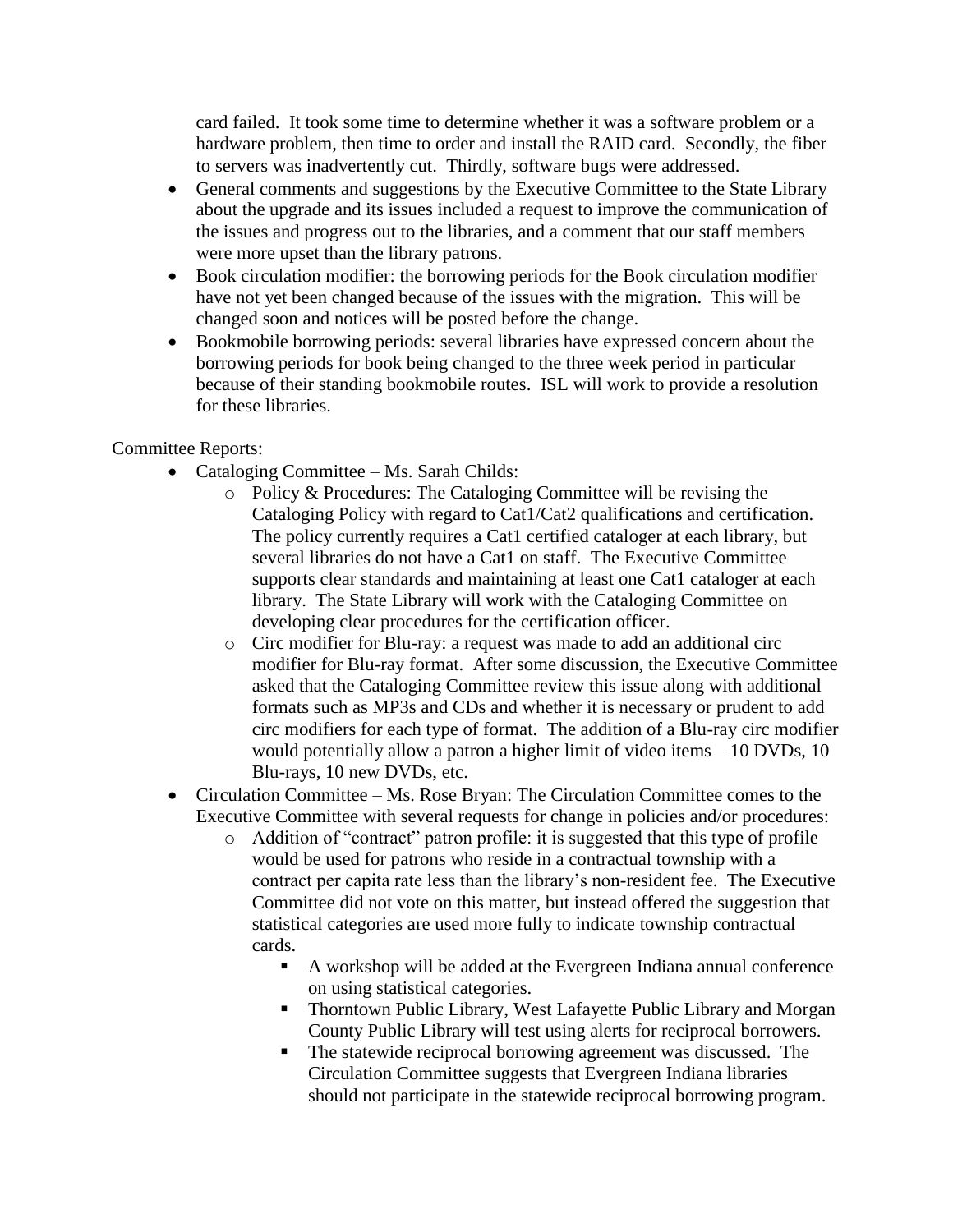card failed. It took some time to determine whether it was a software problem or a hardware problem, then time to order and install the RAID card. Secondly, the fiber to servers was inadvertently cut. Thirdly, software bugs were addressed.

- General comments and suggestions by the Executive Committee to the State Library about the upgrade and its issues included a request to improve the communication of the issues and progress out to the libraries, and a comment that our staff members were more upset than the library patrons.
- Book circulation modifier: the borrowing periods for the Book circulation modifier have not yet been changed because of the issues with the migration. This will be changed soon and notices will be posted before the change.
- Bookmobile borrowing periods: several libraries have expressed concern about the borrowing periods for book being changed to the three week period in particular because of their standing bookmobile routes. ISL will work to provide a resolution for these libraries.

Committee Reports:

- Cataloging Committee – Ms. Sarah Childs:
  - Policy & Procedures: The Cataloging Committee will be revising the Cataloging Policy with regard to Cat1/Cat2 qualifications and certification. The policy currently requires a Cat1 certified cataloger at each library, but several libraries do not have a Cat1 on staff. The Executive Committee supports clear standards and maintaining at least one Cat1 cataloger at each library. The State Library will work with the Cataloging Committee on developing clear procedures for the certification officer.
  - Circ modifier for Blu-ray: a request was made to add an additional circ modifier for Blu-ray format. After some discussion, the Executive Committee asked that the Cataloging Committee review this issue along with additional formats such as MP3s and CDs and whether it is necessary or prudent to add circ modifiers for each type of format. The addition of a Blu-ray circ modifier would potentially allow a patron a higher limit of video items – 10 DVDs, 10 Blu-rays, 10 new DVDs, etc.
- Circulation Committee – Ms. Rose Bryan: The Circulation Committee comes to the Executive Committee with several requests for change in policies and/or procedures:
  - Addition of "contract" patron profile: it is suggested that this type of profile would be used for patrons who reside in a contractual township with a contract per capita rate less than the library's non-resident fee. The Executive Committee did not vote on this matter, but instead offered the suggestion that statistical categories are used more fully to indicate township contractual cards.
    - A workshop will be added at the Evergreen Indiana annual conference on using statistical categories.
    - Thorntown Public Library, West Lafayette Public Library and Morgan County Public Library will test using alerts for reciprocal borrowers.
    - The statewide reciprocal borrowing agreement was discussed. The Circulation Committee suggests that Evergreen Indiana libraries should not participate in the statewide reciprocal borrowing program.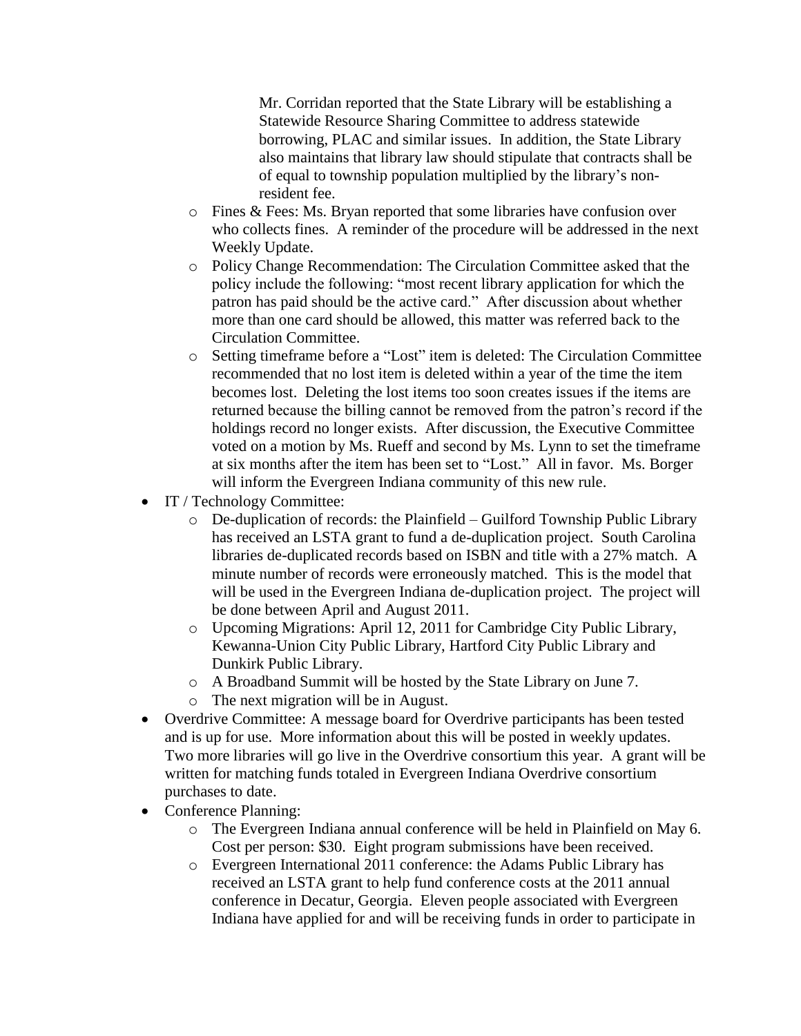Mr. Corridan reported that the State Library will be establishing a Statewide Resource Sharing Committee to address statewide borrowing, PLAC and similar issues. In addition, the State Library also maintains that library law should stipulate that contracts shall be of equal to township population multiplied by the library's non-resident fee.

  - Fines & Fees: Ms. Bryan reported that some libraries have confusion over who collects fines. A reminder of the procedure will be addressed in the next Weekly Update.
  - Policy Change Recommendation: The Circulation Committee asked that the policy include the following: "most recent library application for which the patron has paid should be the active card." After discussion about whether more than one card should be allowed, this matter was referred back to the Circulation Committee.
  - Setting timeframe before a "Lost" item is deleted: The Circulation Committee recommended that no lost item is deleted within a year of the time the item becomes lost. Deleting the lost items too soon creates issues if the items are returned because the billing cannot be removed from the patron's record if the holdings record no longer exists. After discussion, the Executive Committee voted on a motion by Ms. Rueff and second by Ms. Lynn to set the timeframe at six months after the item has been set to "Lost." All in favor. Ms. Borger will inform the Evergreen Indiana community of this new rule.
- IT / Technology Committee:
  - De-duplication of records: the Plainfield – Guilford Township Public Library has received an LSTA grant to fund a de-duplication project. South Carolina libraries de-duplicated records based on ISBN and title with a 27% match. A minute number of records were erroneously matched. This is the model that will be used in the Evergreen Indiana de-duplication project. The project will be done between April and August 2011.
  - Upcoming Migrations: April 12, 2011 for Cambridge City Public Library, Kewanna-Union City Public Library, Hartford City Public Library and Dunkirk Public Library.
  - A Broadband Summit will be hosted by the State Library on June 7.
  - The next migration will be in August.
- Overdrive Committee: A message board for Overdrive participants has been tested and is up for use. More information about this will be posted in weekly updates. Two more libraries will go live in the Overdrive consortium this year. A grant will be written for matching funds totaled in Evergreen Indiana Overdrive consortium purchases to date.
- Conference Planning:
  - The Evergreen Indiana annual conference will be held in Plainfield on May 6. Cost per person: $30. Eight program submissions have been received.
  - Evergreen International 2011 conference: the Adams Public Library has received an LSTA grant to help fund conference costs at the 2011 annual conference in Decatur, Georgia. Eleven people associated with Evergreen Indiana have applied for and will be receiving funds in order to participate in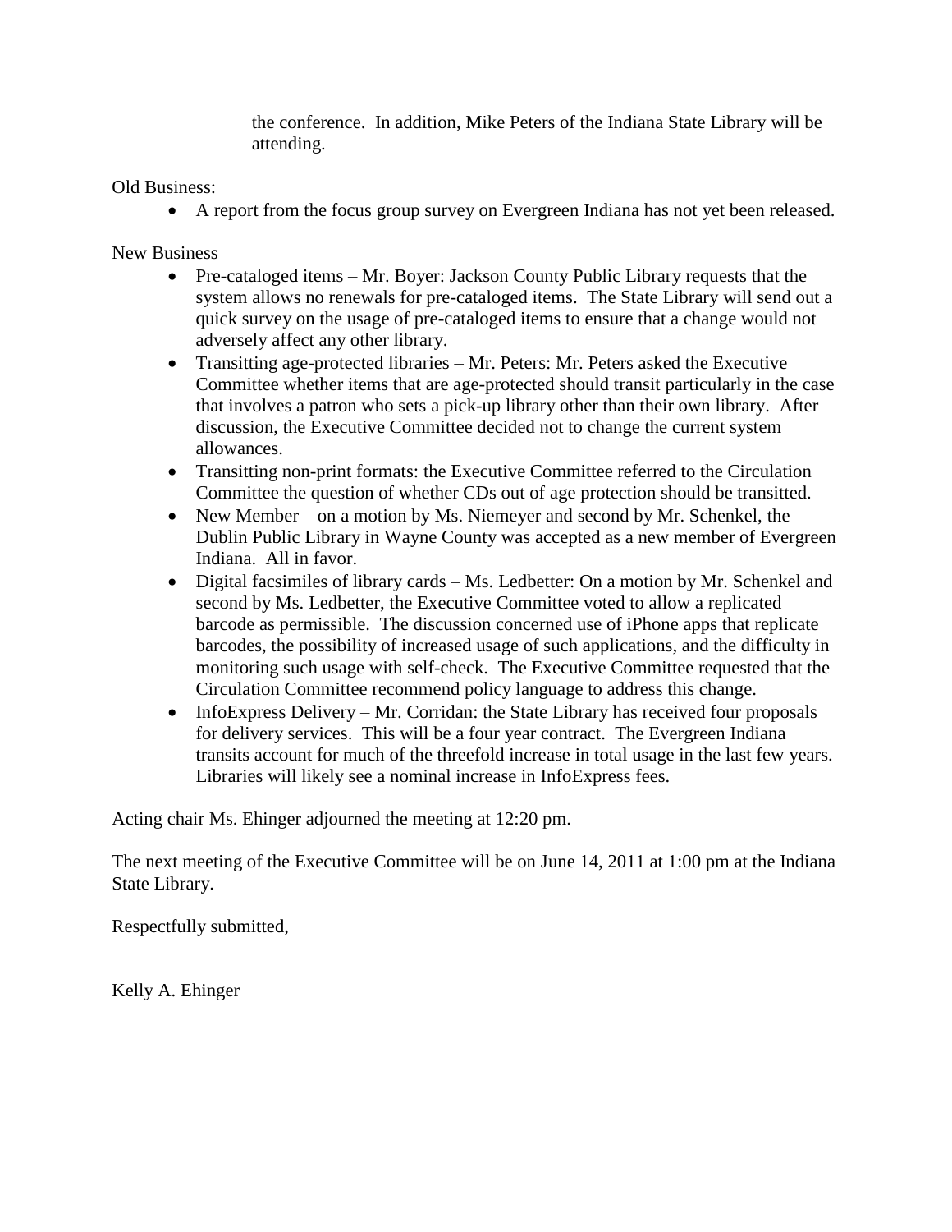the conference. In addition, Mike Peters of the Indiana State Library will be attending.

Old Business:

- A report from the focus group survey on Evergreen Indiana has not yet been released.

New Business

- Pre-cataloged items – Mr. Boyer: Jackson County Public Library requests that the system allows no renewals for pre-cataloged items. The State Library will send out a quick survey on the usage of pre-cataloged items to ensure that a change would not adversely affect any other library.
- Transitting age-protected libraries – Mr. Peters: Mr. Peters asked the Executive Committee whether items that are age-protected should transit particularly in the case that involves a patron who sets a pick-up library other than their own library. After discussion, the Executive Committee decided not to change the current system allowances.
- Transitting non-print formats: the Executive Committee referred to the Circulation Committee the question of whether CDs out of age protection should be transitted.
- New Member – on a motion by Ms. Niemeyer and second by Mr. Schenkel, the Dublin Public Library in Wayne County was accepted as a new member of Evergreen Indiana. All in favor.
- Digital facsimiles of library cards – Ms. Ledbetter: On a motion by Mr. Schenkel and second by Ms. Ledbetter, the Executive Committee voted to allow a replicated barcode as permissible. The discussion concerned use of iPhone apps that replicate barcodes, the possibility of increased usage of such applications, and the difficulty in monitoring such usage with self-check. The Executive Committee requested that the Circulation Committee recommend policy language to address this change.
- InfoExpress Delivery – Mr. Corridan: the State Library has received four proposals for delivery services. This will be a four year contract. The Evergreen Indiana transits account for much of the threefold increase in total usage in the last few years. Libraries will likely see a nominal increase in InfoExpress fees.

Acting chair Ms. Ehinger adjourned the meeting at 12:20 pm.

The next meeting of the Executive Committee will be on June 14, 2011 at 1:00 pm at the Indiana State Library.

Respectfully submitted,

Kelly A. Ehinger